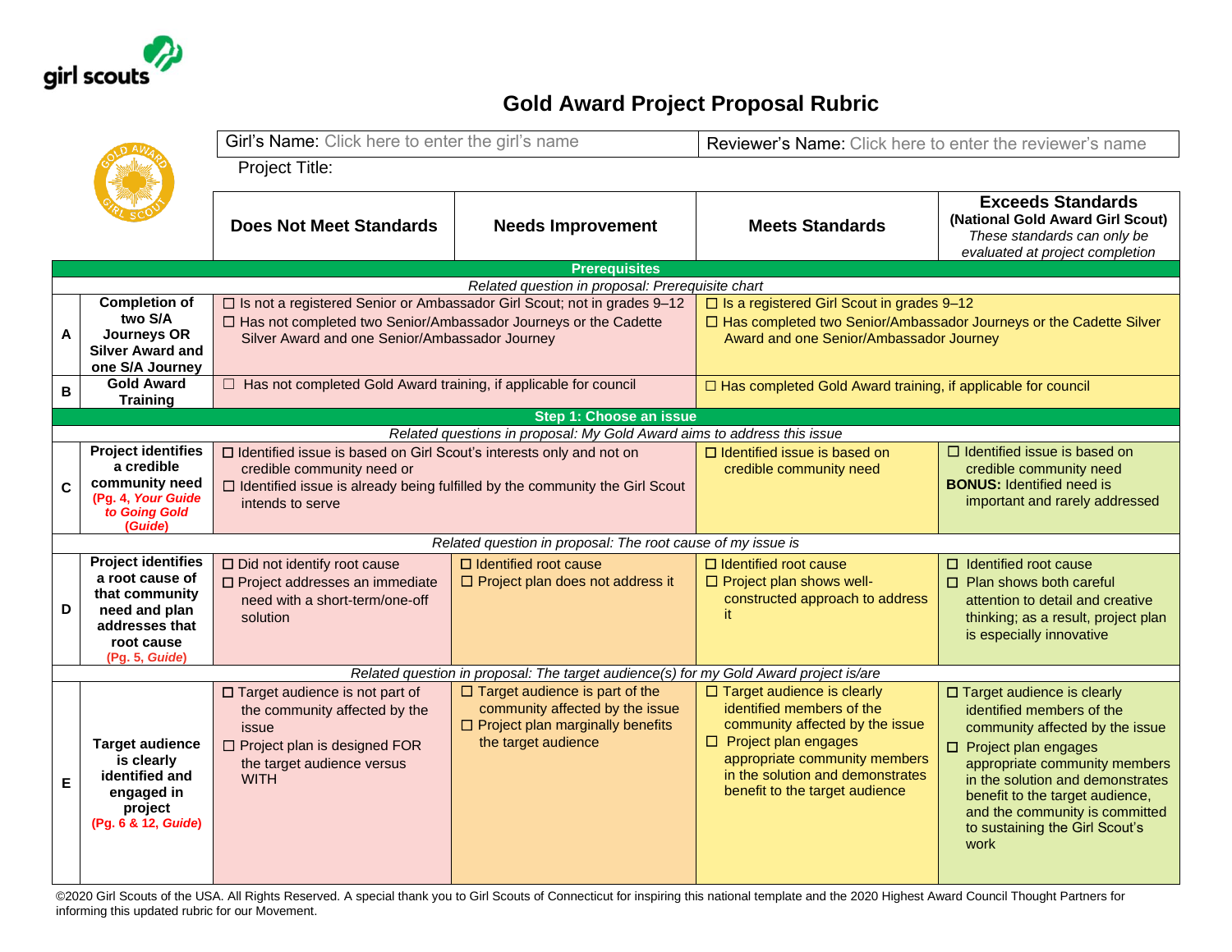# Gold Award Project Proposal Rubric

Girl's Name: Click here to enter the girl's name | Reviewer's Name: Click here to enter the reviewer's name

Project Title:

| | | Does Not Meet Standards | Needs Improvement | Meets Standards | Exceeds Standards (National Gold Award Girl Scout) *These standards can only be evaluated at project completion* |
|---|---|---|---|---|---|
| **Prerequisites** | | | | | |
| *Related question in proposal: Prerequisite chart* | | | | | |
| A | **Completion of two S/A Journeys OR Silver Award and one S/A Journey** | ☐ Is not a registered Senior or Ambassador Girl Scout; not in grades 9–12<br>☐ Has not completed two Senior/Ambassador Journeys or the Cadette Silver Award and one Senior/Ambassador Journey | | ☐ Is a registered Girl Scout in grades 9–12<br>☐ Has completed two Senior/Ambassador Journeys or the Cadette Silver Award and one Senior/Ambassador Journey | |
| B | **Gold Award Training** | ☐ Has not completed Gold Award training, if applicable for council | | ☐ Has completed Gold Award training, if applicable for council | |
| **Step 1: Choose an issue** | | | | | |
| *Related questions in proposal: My Gold Award aims to address this issue* | | | | | |
| C | **Project identifies a credible community need** (Pg. 4, *Your Guide to Going Gold* (*Guide*)) | ☐ Identified issue is based on Girl Scout's interests only and not on credible community need or<br>☐ Identified issue is already being fulfilled by the community the Girl Scout intends to serve | | ☐ Identified issue is based on credible community need | ☐ Identified issue is based on credible community need<br>**BONUS:** Identified need is important and rarely addressed |
| *Related question in proposal: The root cause of my issue is* | | | | | |
| D | **Project identifies a root cause of that community need and plan addresses that root cause** (Pg. 5, *Guide*) | ☐ Did not identify root cause<br>☐ Project addresses an immediate need with a short-term/one-off solution | ☐ Identified root cause<br>☐ Project plan does not address it | ☐ Identified root cause<br>☐ Project plan shows well-constructed approach to address it | ☐ Identified root cause<br>☐ Plan shows both careful attention to detail and creative thinking; as a result, project plan is especially innovative |
| *Related question in proposal: The target audience(s) for my Gold Award project is/are* | | | | | |
| E | **Target audience is clearly identified and engaged in project** (Pg. 6 & 12, *Guide*) | ☐ Target audience is not part of the community affected by the issue<br>☐ Project plan is designed FOR the target audience versus WITH | ☐ Target audience is part of the community affected by the issue<br>☐ Project plan marginally benefits the target audience | ☐ Target audience is clearly identified members of the community affected by the issue<br>☐ Project plan engages appropriate community members in the solution and demonstrates benefit to the target audience | ☐ Target audience is clearly identified members of the community affected by the issue<br>☐ Project plan engages appropriate community members in the solution and demonstrates benefit to the target audience, and the community is committed to sustaining the Girl Scout's work |

©2020 Girl Scouts of the USA. All Rights Reserved. A special thank you to Girl Scouts of Connecticut for inspiring this national template and the 2020 Highest Award Council Thought Partners for informing this updated rubric for our Movement.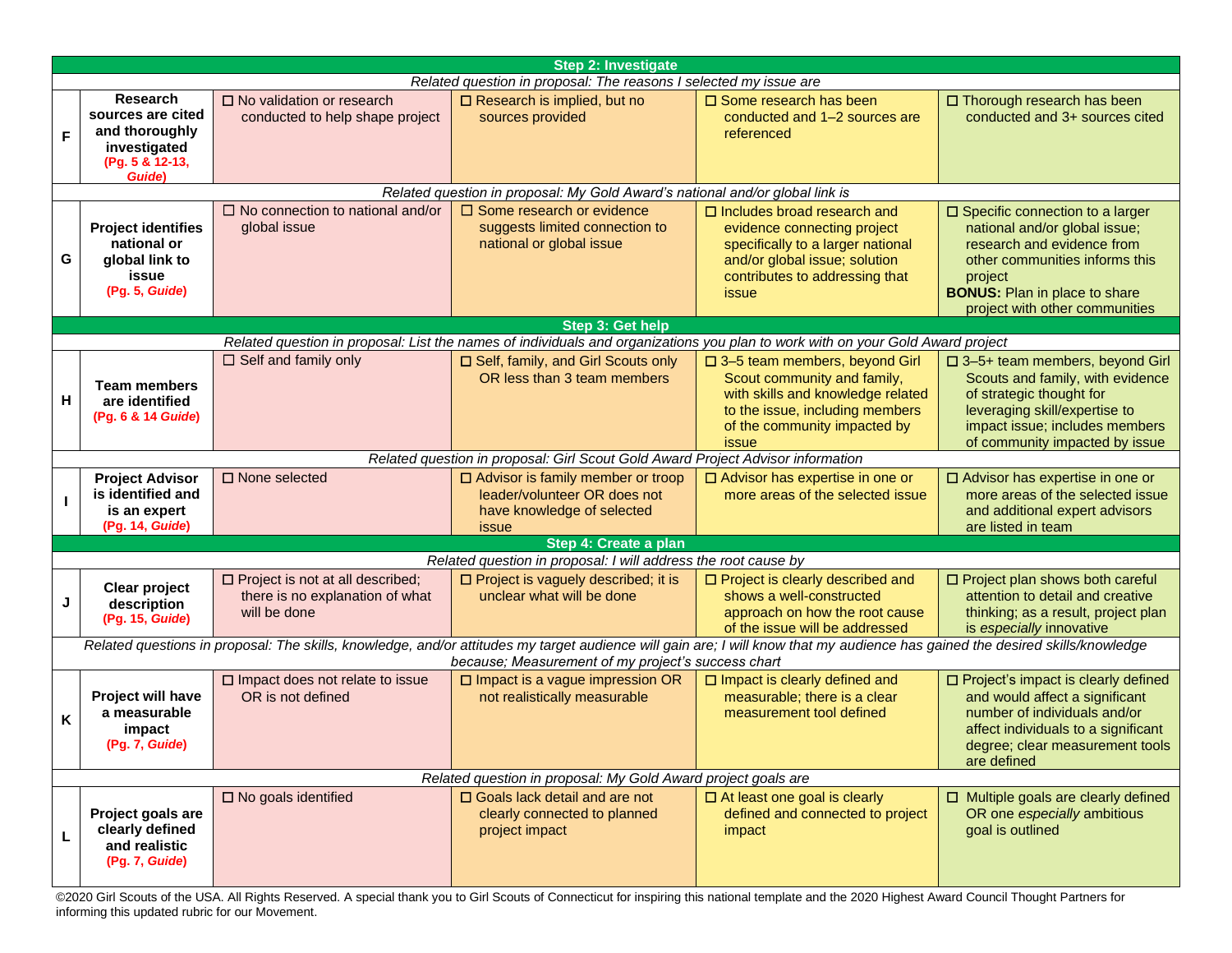| | | | | | |
|---|---|---|---|---|---|
| **Step 2: Investigate** | | | | | |
| *Related question in proposal: The reasons I selected my issue are* | | | | | |
| **F** | **Research sources are cited and thoroughly investigated** (Pg. 5 & 12-13, *Guide*) | ☐ No validation or research conducted to help shape project | ☐ Research is implied, but no sources provided | ☐ Some research has been conducted and 1–2 sources are referenced | ☐ Thorough research has been conducted and 3+ sources cited |
| *Related question in proposal: My Gold Award's national and/or global link is* | | | | | |
| **G** | **Project identifies national or global link to issue** (Pg. 5, *Guide*) | ☐ No connection to national and/or global issue | ☐ Some research or evidence suggests limited connection to national or global issue | ☐ Includes broad research and evidence connecting project specifically to a larger national and/or global issue; solution contributes to addressing that issue | ☐ Specific connection to a larger national and/or global issue; research and evidence from other communities informs this project **BONUS:** Plan in place to share project with other communities |
| **Step 3: Get help** | | | | | |
| *Related question in proposal: List the names of individuals and organizations you plan to work with on your Gold Award project* | | | | | |
| **H** | **Team members are identified** (Pg. 6 & 14 *Guide*) | ☐ Self and family only | ☐ Self, family, and Girl Scouts only OR less than 3 team members | ☐ 3–5 team members, beyond Girl Scout community and family, with skills and knowledge related to the issue, including members of the community impacted by issue | ☐ 3–5+ team members, beyond Girl Scouts and family, with evidence of strategic thought for leveraging skill/expertise to impact issue; includes members of community impacted by issue |
| *Related question in proposal: Girl Scout Gold Award Project Advisor information* | | | | | |
| **I** | **Project Advisor is identified and is an expert** (Pg. 14, *Guide*) | ☐ None selected | ☐ Advisor is family member or troop leader/volunteer OR does not have knowledge of selected issue | ☐ Advisor has expertise in one or more areas of the selected issue | ☐ Advisor has expertise in one or more areas of the selected issue and additional expert advisors are listed in team |
| **Step 4: Create a plan** | | | | | |
| *Related question in proposal: I will address the root cause by* | | | | | |
| **J** | **Clear project description** (Pg. 15, *Guide*) | ☐ Project is not at all described; there is no explanation of what will be done | ☐ Project is vaguely described; it is unclear what will be done | ☐ Project is clearly described and shows a well-constructed approach on how the root cause of the issue will be addressed | ☐ Project plan shows both careful attention to detail and creative thinking; as a result, project plan is *especially* innovative |
| *Related questions in proposal: The skills, knowledge, and/or attitudes my target audience will gain are; I will know that my audience has gained the desired skills/knowledge because; Measurement of my project's success chart* | | | | | |
| **K** | **Project will have a measurable impact** (Pg. 7, *Guide*) | ☐ Impact does not relate to issue OR is not defined | ☐ Impact is a vague impression OR not realistically measurable | ☐ Impact is clearly defined and measurable; there is a clear measurement tool defined | ☐ Project's impact is clearly defined and would affect a significant number of individuals and/or affect individuals to a significant degree; clear measurement tools are defined |
| *Related question in proposal: My Gold Award project goals are* | | | | | |
| **L** | **Project goals are clearly defined and realistic** (Pg. 7, *Guide*) | ☐ No goals identified | ☐ Goals lack detail and are not clearly connected to planned project impact | ☐ At least one goal is clearly defined and connected to project impact | ☐ Multiple goals are clearly defined OR one *especially* ambitious goal is outlined |

©2020 Girl Scouts of the USA. All Rights Reserved. A special thank you to Girl Scouts of Connecticut for inspiring this national template and the 2020 Highest Award Council Thought Partners for informing this updated rubric for our Movement.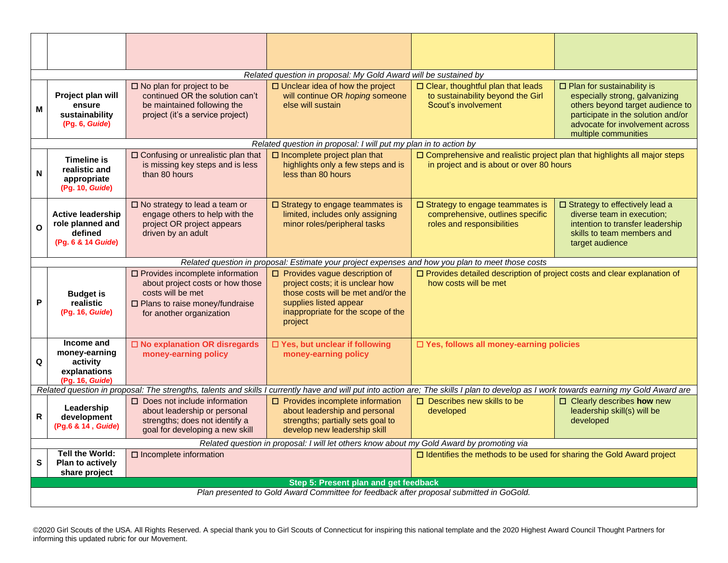| | | | | | |
|---|---|---|---|---|---|
| | | | | | |
| *Related question in proposal: My Gold Award will be sustained by* | | | | | |
| **M** | **Project plan will ensure sustainability** **(Pg. 6, *Guide*)** | ☐ No plan for project to be continued OR the solution can't be maintained following the project (it's a service project) | ☐ Unclear idea of how the project will continue OR *hoping* someone else will sustain | ☐ Clear, thoughtful plan that leads to sustainability beyond the Girl Scout's involvement | ☐ Plan for sustainability is especially strong, galvanizing others beyond target audience to participate in the solution and/or advocate for involvement across multiple communities |
| *Related question in proposal: I will put my plan in to action by* | | | | | |
| **N** | **Timeline is realistic and appropriate** **(Pg. 10, *Guide*)** | ☐ Confusing or unrealistic plan that is missing key steps and is less than 80 hours | ☐ Incomplete project plan that highlights only a few steps and is less than 80 hours | ☐ Comprehensive and realistic project plan that highlights all major steps in project and is about or over 80 hours | |
| **O** | **Active leadership role planned and defined** **(Pg. 6 & 14 *Guide*)** | ☐ No strategy to lead a team or engage others to help with the project OR project appears driven by an adult | ☐ Strategy to engage teammates is limited, includes only assigning minor roles/peripheral tasks | ☐ Strategy to engage teammates is comprehensive, outlines specific roles and responsibilities | ☐ Strategy to effectively lead a diverse team in execution; intention to transfer leadership skills to team members and target audience |
| *Related question in proposal: Estimate your project expenses and how you plan to meet those costs* | | | | | |
| **P** | **Budget is realistic** **(Pg. 16, *Guide*)** | ☐ Provides incomplete information about project costs or how those costs will be met<br>☐ Plans to raise money/fundraise for another organization | ☐ Provides vague description of project costs; it is unclear how those costs will be met and/or the supplies listed appear inappropriate for the scope of the project | ☐ Provides detailed description of project costs and clear explanation of how costs will be met | |
| **Q** | **Income and money-earning activity explanations** **(Pg. 16, *Guide*)** | **☐ No explanation OR disregards money-earning policy** | **☐ Yes, but unclear if following money-earning policy** | **☐ Yes, follows all money-earning policies** | |
| *Related question in proposal: The strengths, talents and skills I currently have and will put into action are; The skills I plan to develop as I work towards earning my Gold Award are* | | | | | |
| **R** | **Leadership development** **(Pg.6 & 14 , *Guide*)** | ☐ Does not include information about leadership or personal strengths; does not identify a goal for developing a new skill | ☐ Provides incomplete information about leadership and personal strengths; partially sets goal to develop new leadership skill | ☐ Describes new skills to be developed | ☐ Clearly describes **how** new leadership skill(s) will be developed |
| *Related question in proposal: I will let others know about my Gold Award by promoting via* | | | | | |
| **S** | **Tell the World: Plan to actively share project** | ☐ Incomplete information | | ☐ Identifies the methods to be used for sharing the Gold Award project | |
| **Step 5: Present plan and get feedback** | | | | | |
| *Plan presented to Gold Award Committee for feedback after proposal submitted in GoGold.* | | | | | |

©2020 Girl Scouts of the USA. All Rights Reserved. A special thank you to Girl Scouts of Connecticut for inspiring this national template and the 2020 Highest Award Council Thought Partners for informing this updated rubric for our Movement.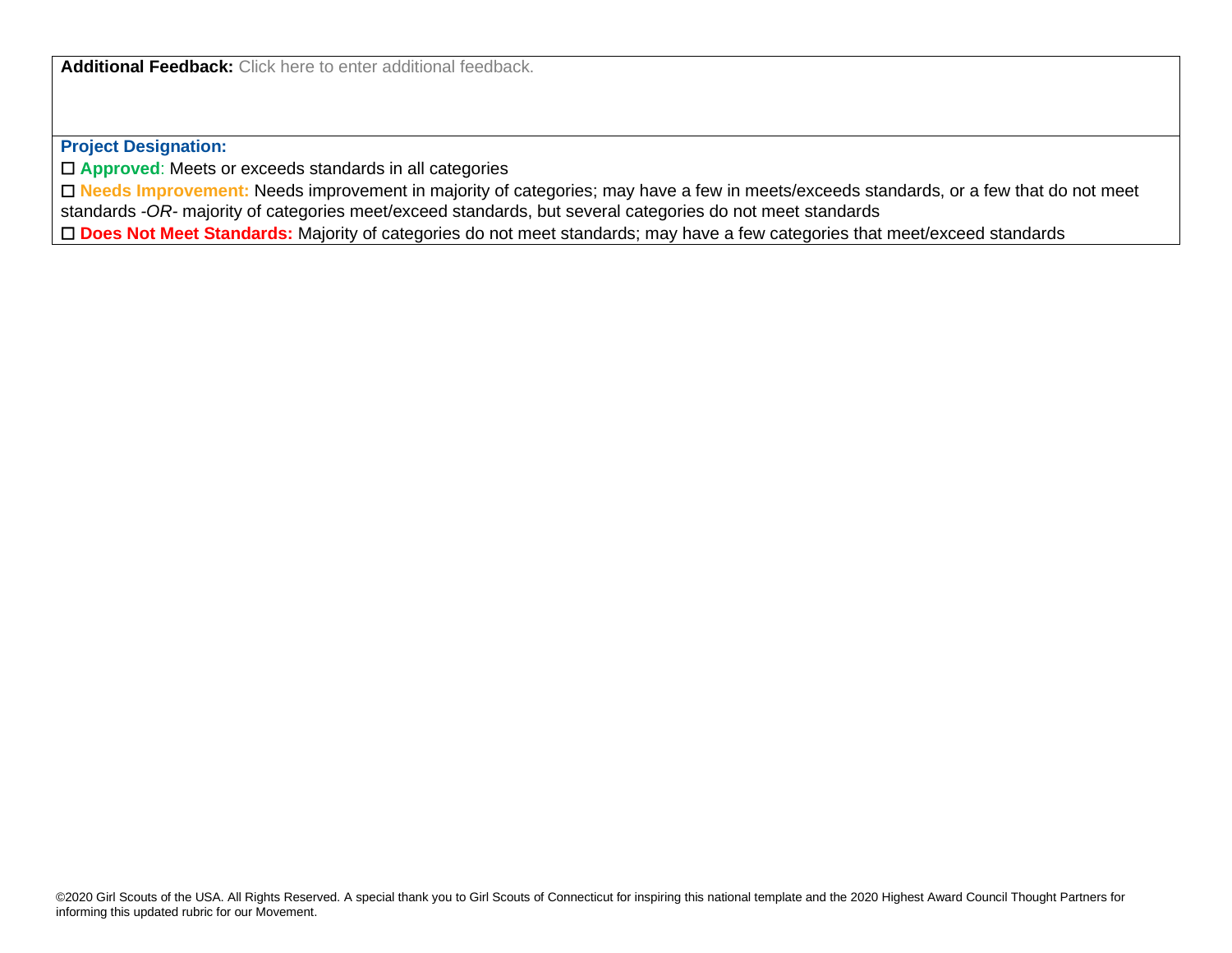**Additional Feedback:** Click here to enter additional feedback.

**Project Designation:**

☐ **Approved**: Meets or exceeds standards in all categories

☐ **Needs Improvement:** Needs improvement in majority of categories; may have a few in meets/exceeds standards, or a few that do not meet standards *-OR-* majority of categories meet/exceed standards, but several categories do not meet standards

☐ **Does Not Meet Standards:** Majority of categories do not meet standards; may have a few categories that meet/exceed standards

©2020 Girl Scouts of the USA. All Rights Reserved. A special thank you to Girl Scouts of Connecticut for inspiring this national template and the 2020 Highest Award Council Thought Partners for informing this updated rubric for our Movement.